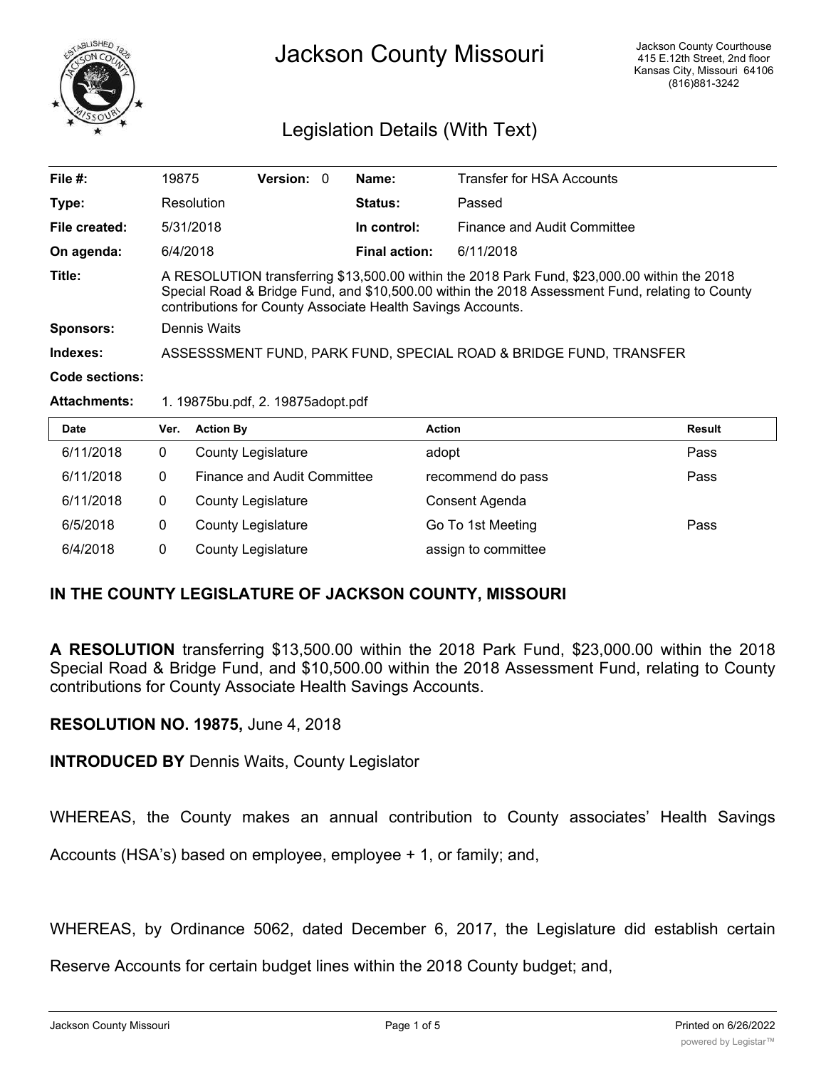# Jackson County Missouri

Jackson County Courthouse
415 E.12th Street, 2nd floor
Kansas City, Missouri 64106
(816)881-3242

## Legislation Details (With Text)

| | | | | | |
|---|---|---|---|---|---|
| **File #:** | 19875 | **Version:** 0 | | **Name:** | Transfer for HSA Accounts |
| **Type:** | Resolution | | | **Status:** | Passed |
| **File created:** | 5/31/2018 | | | **In control:** | Finance and Audit Committee |
| **On agenda:** | 6/4/2018 | | | **Final action:** | 6/11/2018 |

**Title:** A RESOLUTION transferring $13,500.00 within the 2018 Park Fund, $23,000.00 within the 2018 Special Road & Bridge Fund, and $10,500.00 within the 2018 Assessment Fund, relating to County contributions for County Associate Health Savings Accounts.

**Sponsors:** Dennis Waits

**Indexes:** ASSESSSMENT FUND, PARK FUND, SPECIAL ROAD & BRIDGE FUND, TRANSFER

**Code sections:**

**Attachments:** 1. 19875bu.pdf, 2. 19875adopt.pdf

| Date | Ver. | Action By | Action | Result |
|---|---|---|---|---|
| 6/11/2018 | 0 | County Legislature | adopt | Pass |
| 6/11/2018 | 0 | Finance and Audit Committee | recommend do pass | Pass |
| 6/11/2018 | 0 | County Legislature | Consent Agenda | |
| 6/5/2018 | 0 | County Legislature | Go To 1st Meeting | Pass |
| 6/4/2018 | 0 | County Legislature | assign to committee | |

**IN THE COUNTY LEGISLATURE OF JACKSON COUNTY, MISSOURI**

**A RESOLUTION** transferring $13,500.00 within the 2018 Park Fund, $23,000.00 within the 2018 Special Road & Bridge Fund, and $10,500.00 within the 2018 Assessment Fund, relating to County contributions for County Associate Health Savings Accounts.

**RESOLUTION NO. 19875,** June 4, 2018

**INTRODUCED BY** Dennis Waits, County Legislator

WHEREAS, the County makes an annual contribution to County associates' Health Savings Accounts (HSA's) based on employee, employee + 1, or family; and,

WHEREAS, by Ordinance 5062, dated December 6, 2017, the Legislature did establish certain Reserve Accounts for certain budget lines within the 2018 County budget; and,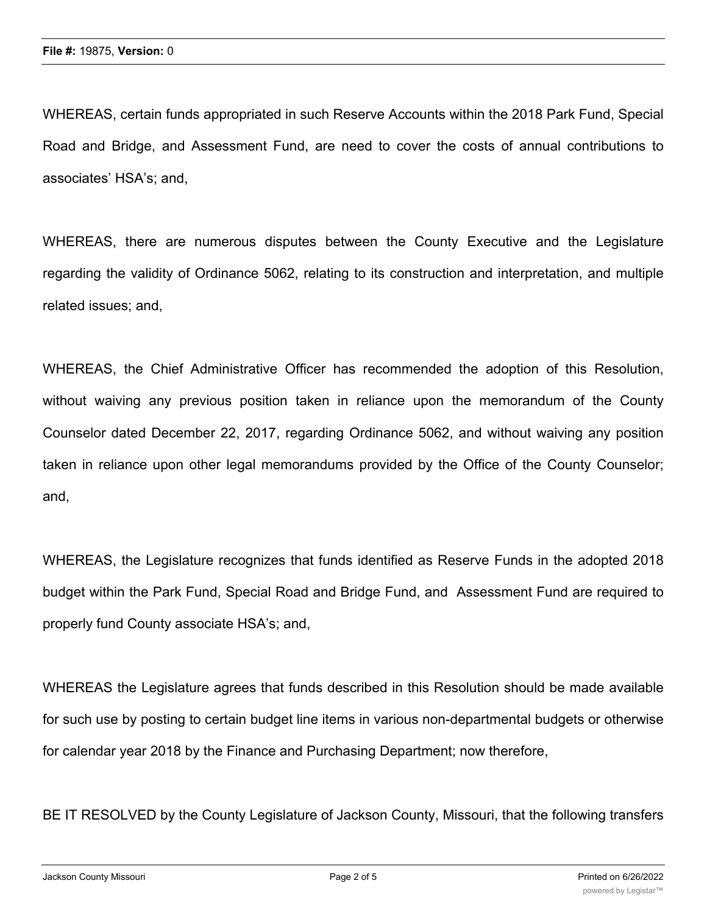WHEREAS, certain funds appropriated in such Reserve Accounts within the 2018 Park Fund, Special Road and Bridge, and Assessment Fund, are need to cover the costs of annual contributions to associates' HSA's; and,

WHEREAS, there are numerous disputes between the County Executive and the Legislature regarding the validity of Ordinance 5062, relating to its construction and interpretation, and multiple related issues; and,

WHEREAS, the Chief Administrative Officer has recommended the adoption of this Resolution, without waiving any previous position taken in reliance upon the memorandum of the County Counselor dated December 22, 2017, regarding Ordinance 5062, and without waiving any position taken in reliance upon other legal memorandums provided by the Office of the County Counselor; and,

WHEREAS, the Legislature recognizes that funds identified as Reserve Funds in the adopted 2018 budget within the Park Fund, Special Road and Bridge Fund, and Assessment Fund are required to properly fund County associate HSA's; and,

WHEREAS the Legislature agrees that funds described in this Resolution should be made available for such use by posting to certain budget line items in various non-departmental budgets or otherwise for calendar year 2018 by the Finance and Purchasing Department; now therefore,

BE IT RESOLVED by the County Legislature of Jackson County, Missouri, that the following transfers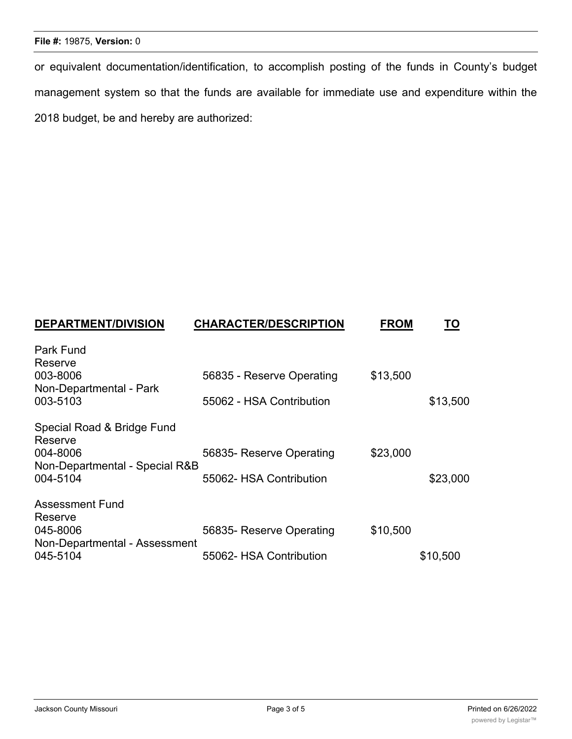or equivalent documentation/identification, to accomplish posting of the funds in County's budget management system so that the funds are available for immediate use and expenditure within the 2018 budget, be and hereby are authorized:

| DEPARTMENT/DIVISION | CHARACTER/DESCRIPTION | FROM | TO |
|---|---|---|---|
| Park Fund | | | |
| Reserve | | | |
| 003-8006 | 56835 - Reserve Operating | $13,500 | |
| Non-Departmental - Park | | | |
| 003-5103 | 55062 - HSA Contribution | | $13,500 |
| Special Road & Bridge Fund | | | |
| Reserve | | | |
| 004-8006 | 56835- Reserve Operating | $23,000 | |
| Non-Departmental - Special R&B | | | |
| 004-5104 | 55062- HSA Contribution | | $23,000 |
| Assessment Fund | | | |
| Reserve | | | |
| 045-8006 | 56835- Reserve Operating | $10,500 | |
| Non-Departmental - Assessment | | | |
| 045-5104 | 55062- HSA Contribution | | $10,500 |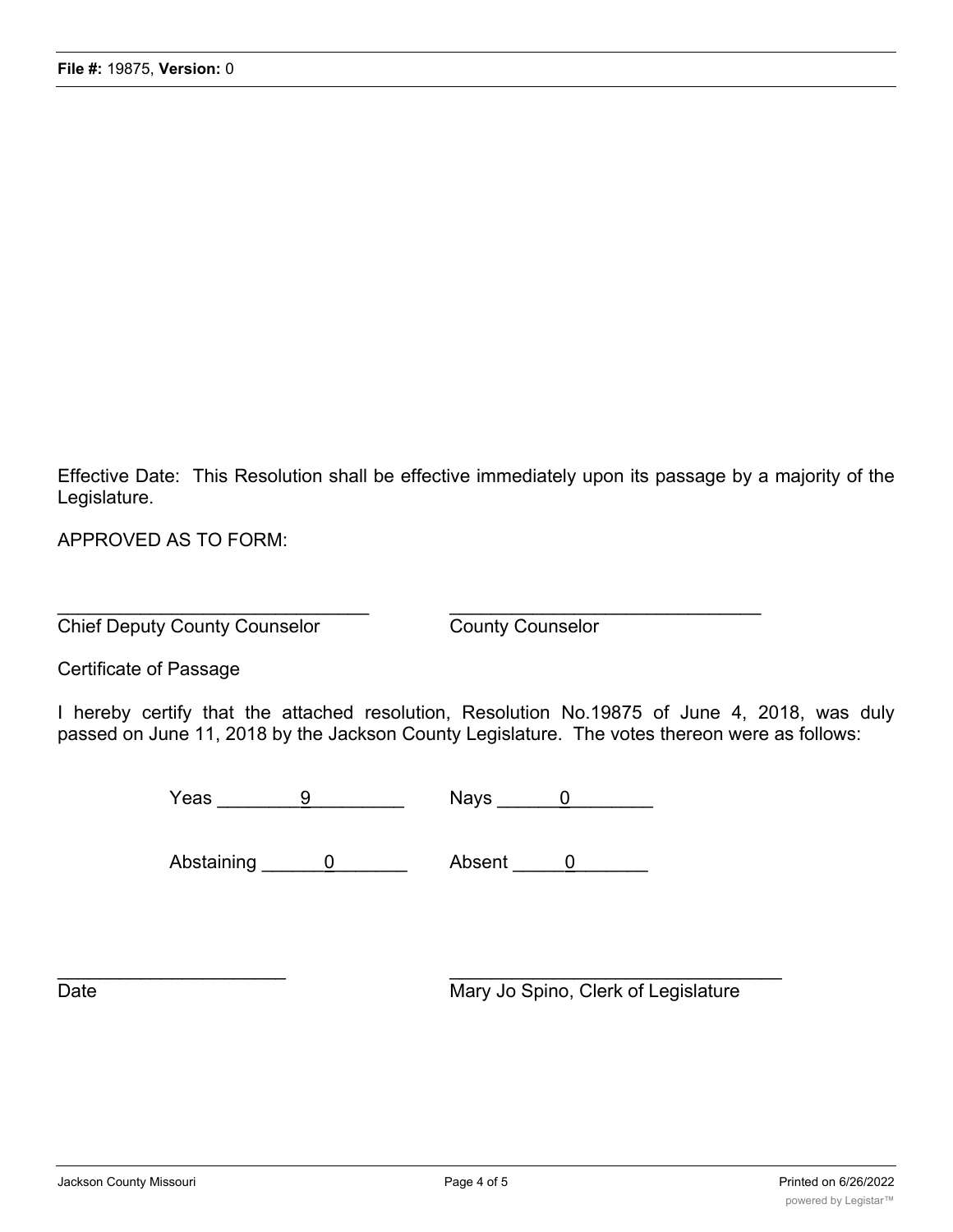Effective Date: This Resolution shall be effective immediately upon its passage by a majority of the Legislature.

APPROVED AS TO FORM:

\_\_\_\_\_\_\_\_\_\_\_\_\_\_\_\_\_\_\_\_\_\_\_\_\_\_\_\_\_\_\_ \_\_\_\_\_\_\_\_\_\_\_\_\_\_\_\_\_\_\_\_\_\_\_\_\_\_\_\_\_\_\_

Chief Deputy County Counselor County Counselor

Certificate of Passage

I hereby certify that the attached resolution, Resolution No.19875 of June 4, 2018, was duly passed on June 11, 2018 by the Jackson County Legislature. The votes thereon were as follows:

Yeas \_\_\_\_\_\_\_\_9\_\_\_\_\_\_\_\_\_ Nays \_\_\_\_\_\_0\_\_\_\_\_\_\_\_

Abstaining \_\_\_\_\_\_0\_\_\_\_\_\_\_ Absent \_\_\_\_\_0\_\_\_\_\_\_\_

\_\_\_\_\_\_\_\_\_\_\_\_\_\_\_\_\_\_\_\_\_\_\_ \_\_\_\_\_\_\_\_\_\_\_\_\_\_\_\_\_\_\_\_\_\_\_\_\_\_\_\_\_\_\_\_\_\_

Date Mary Jo Spino, Clerk of Legislature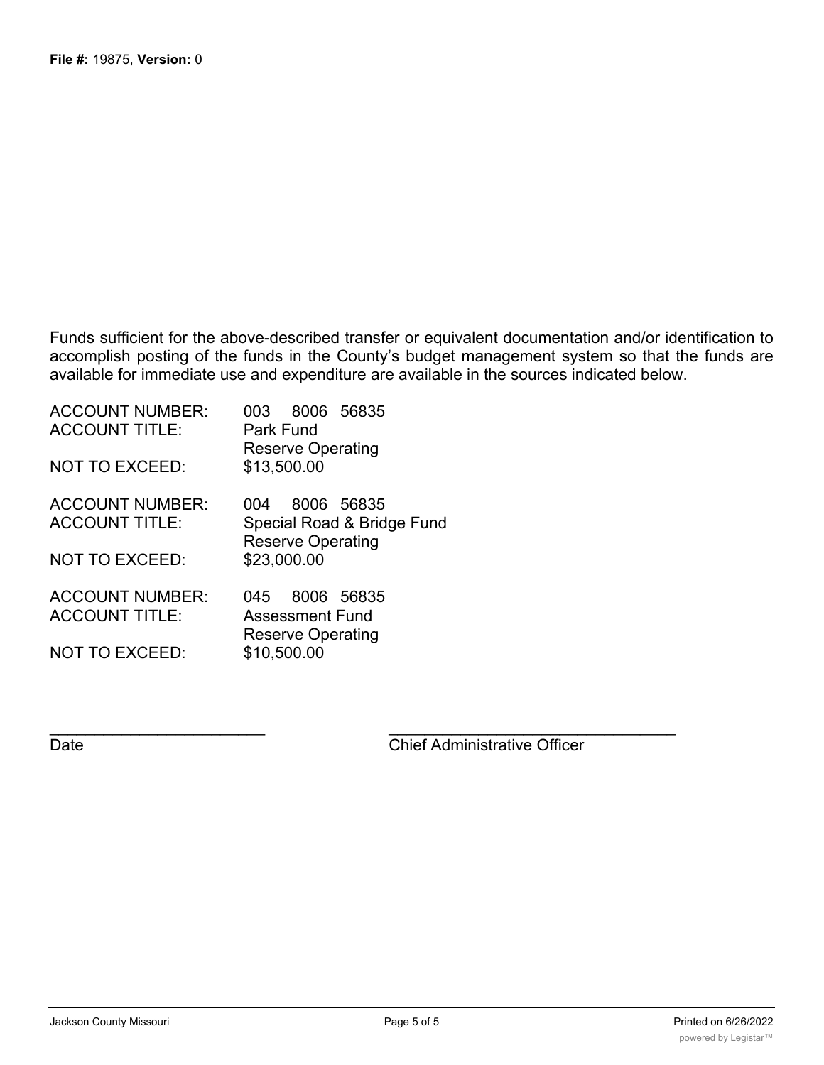Funds sufficient for the above-described transfer or equivalent documentation and/or identification to accomplish posting of the funds in the County's budget management system so that the funds are available for immediate use and expenditure are available in the sources indicated below.

| | |
|---|---|
| ACCOUNT NUMBER: | 003 8006 56835 |
| ACCOUNT TITLE: | Park Fund<br>Reserve Operating |
| NOT TO EXCEED: | $13,500.00 |
| ACCOUNT NUMBER: | 004 8006 56835 |
| ACCOUNT TITLE: | Special Road & Bridge Fund<br>Reserve Operating |
| NOT TO EXCEED: | $23,000.00 |
| ACCOUNT NUMBER: | 045 8006 56835 |
| ACCOUNT TITLE: | Assessment Fund<br>Reserve Operating |
| NOT TO EXCEED: | $10,500.00 |

________________________  ________________________________

Date  Chief Administrative Officer